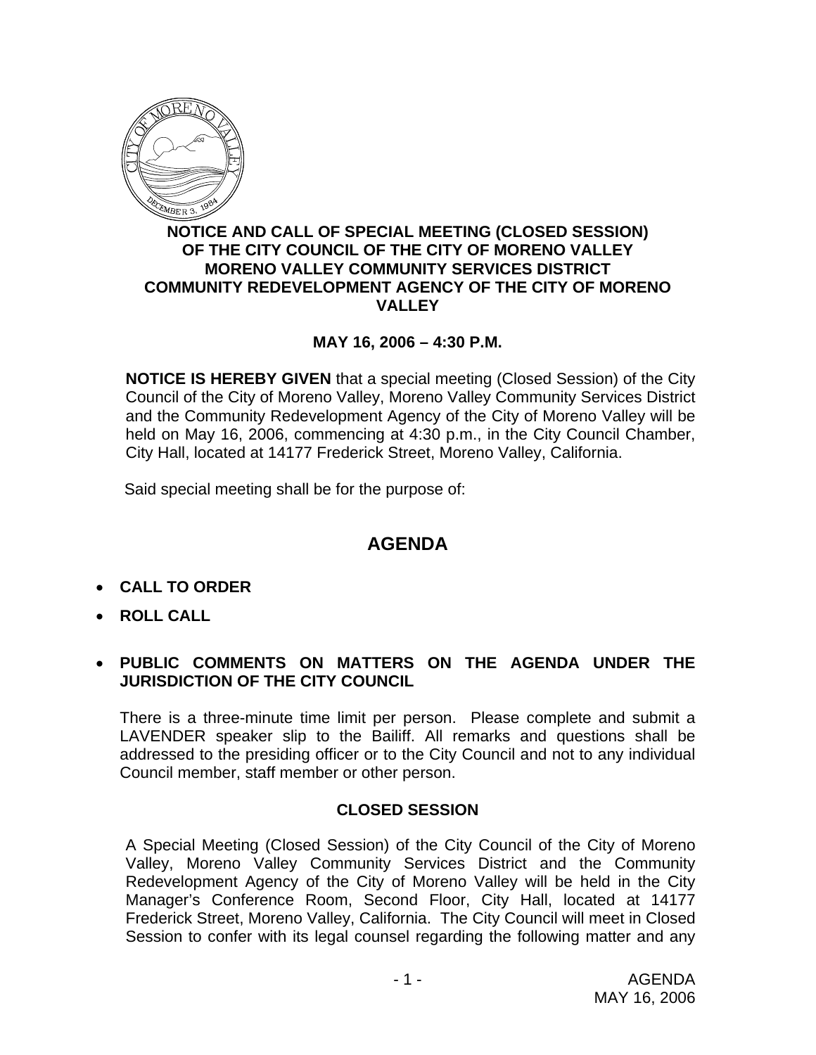# NOTICE AND CALL OF SPECIAL MEETING (CLOSED SESSION) OF THE CITY COUNCIL OF THE CITY OF MORENO VALLEY MORENO VALLEY COMMUNITY SERVICES DISTRICT COMMUNITY REDEVELOPMENT AGENCY OF THE CITY OF MORENO VALLEY

**MAY 16, 2006 – 4:30 P.M.**

**NOTICE IS HEREBY GIVEN** that a special meeting (Closed Session) of the City Council of the City of Moreno Valley, Moreno Valley Community Services District and the Community Redevelopment Agency of the City of Moreno Valley will be held on May 16, 2006, commencing at 4:30 p.m., in the City Council Chamber, City Hall, located at 14177 Frederick Street, Moreno Valley, California.

Said special meeting shall be for the purpose of:

## AGENDA

- **CALL TO ORDER**
- **ROLL CALL**
- **PUBLIC COMMENTS ON MATTERS ON THE AGENDA UNDER THE JURISDICTION OF THE CITY COUNCIL**

There is a three-minute time limit per person. Please complete and submit a LAVENDER speaker slip to the Bailiff. All remarks and questions shall be addressed to the presiding officer or to the City Council and not to any individual Council member, staff member or other person.

### CLOSED SESSION

A Special Meeting (Closed Session) of the City Council of the City of Moreno Valley, Moreno Valley Community Services District and the Community Redevelopment Agency of the City of Moreno Valley will be held in the City Manager's Conference Room, Second Floor, City Hall, located at 14177 Frederick Street, Moreno Valley, California. The City Council will meet in Closed Session to confer with its legal counsel regarding the following matter and any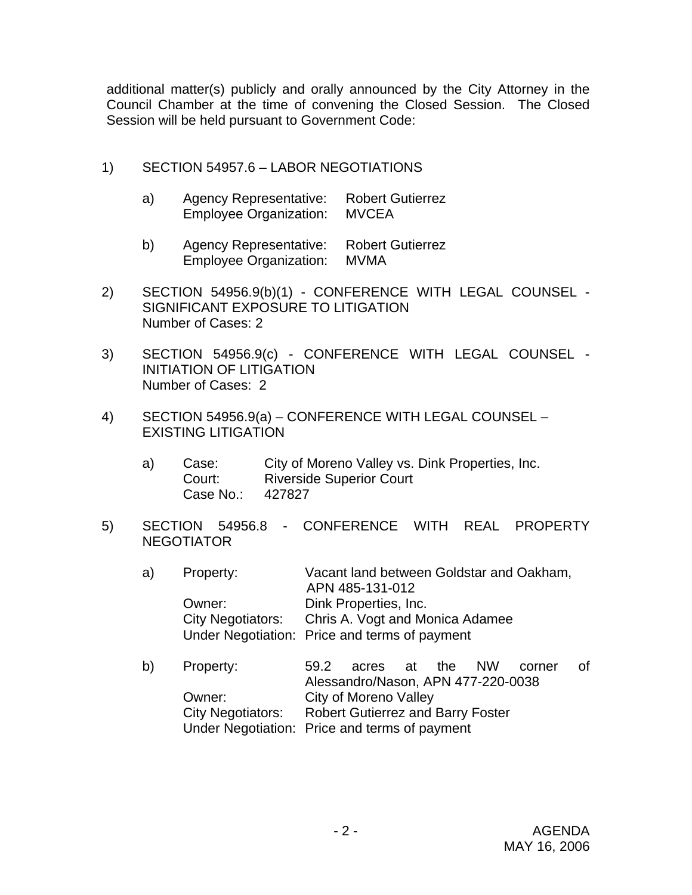additional matter(s) publicly and orally announced by the City Attorney in the Council Chamber at the time of convening the Closed Session. The Closed Session will be held pursuant to Government Code:

1) SECTION 54957.6 – LABOR NEGOTIATIONS

   a) Agency Representative: Robert Gutierrez
      Employee Organization: MVCEA

   b) Agency Representative: Robert Gutierrez
      Employee Organization: MVMA

2) SECTION 54956.9(b)(1) - CONFERENCE WITH LEGAL COUNSEL - SIGNIFICANT EXPOSURE TO LITIGATION
   Number of Cases: 2

3) SECTION 54956.9(c) - CONFERENCE WITH LEGAL COUNSEL - INITIATION OF LITIGATION
   Number of Cases: 2

4) SECTION 54956.9(a) – CONFERENCE WITH LEGAL COUNSEL – EXISTING LITIGATION

   a) Case: City of Moreno Valley vs. Dink Properties, Inc.
      Court: Riverside Superior Court
      Case No.: 427827

5) SECTION 54956.8 - CONFERENCE WITH REAL PROPERTY NEGOTIATOR

   a) Property: Vacant land between Goldstar and Oakham, APN 485-131-012
      Owner: Dink Properties, Inc.
      City Negotiators: Chris A. Vogt and Monica Adamee
      Under Negotiation: Price and terms of payment

   b) Property: 59.2 acres at the NW corner of Alessandro/Nason, APN 477-220-0038
      Owner: City of Moreno Valley
      City Negotiators: Robert Gutierrez and Barry Foster
      Under Negotiation: Price and terms of payment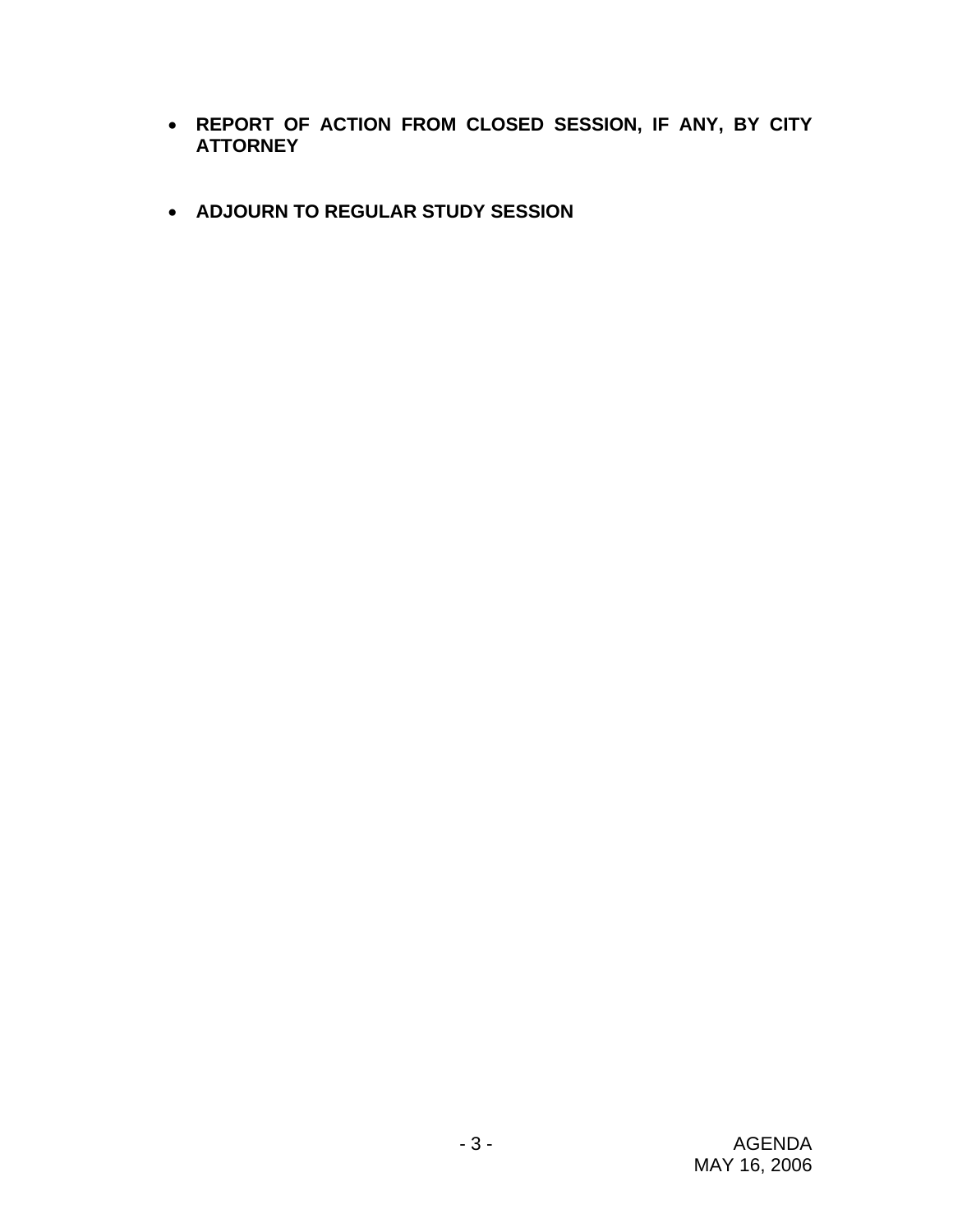- **REPORT OF ACTION FROM CLOSED SESSION, IF ANY, BY CITY ATTORNEY**

- **ADJOURN TO REGULAR STUDY SESSION**